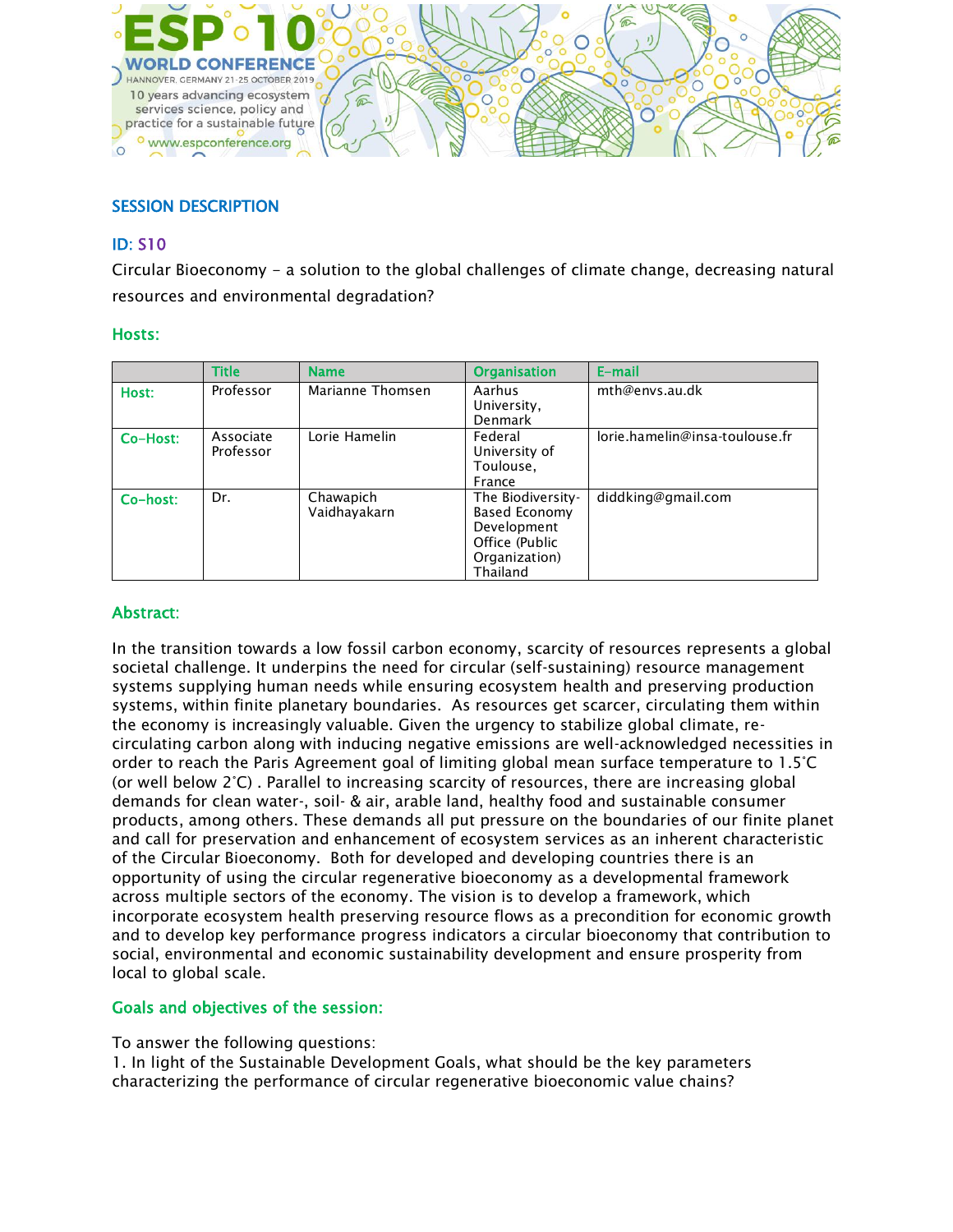## SESSION DESCRIPTION

### ID: S10

Circular Bioeconomy – a solution to the global challenges of climate change, decreasing natural resources and environmental degradation?

### Hosts:

| | Title | Name | Organisation | E-mail |
|---|---|---|---|---|
| Host: | Professor | Marianne Thomsen | Aarhus University, Denmark | mth@envs.au.dk |
| Co-Host: | Associate Professor | Lorie Hamelin | Federal University of Toulouse, France | lorie.hamelin@insa-toulouse.fr |
| Co-host: | Dr. | Chawapich Vaidhayakarn | The Biodiversity-Based Economy Development Office (Public Organization) Thailand | diddking@gmail.com |

### Abstract:

In the transition towards a low fossil carbon economy, scarcity of resources represents a global societal challenge. It underpins the need for circular (self-sustaining) resource management systems supplying human needs while ensuring ecosystem health and preserving production systems, within finite planetary boundaries. As resources get scarcer, circulating them within the economy is increasingly valuable. Given the urgency to stabilize global climate, re-circulating carbon along with inducing negative emissions are well-acknowledged necessities in order to reach the Paris Agreement goal of limiting global mean surface temperature to 1.5˚C (or well below 2˚C) . Parallel to increasing scarcity of resources, there are increasing global demands for clean water-, soil- & air, arable land, healthy food and sustainable consumer products, among others. These demands all put pressure on the boundaries of our finite planet and call for preservation and enhancement of ecosystem services as an inherent characteristic of the Circular Bioeconomy. Both for developed and developing countries there is an opportunity of using the circular regenerative bioeconomy as a developmental framework across multiple sectors of the economy. The vision is to develop a framework, which incorporate ecosystem health preserving resource flows as a precondition for economic growth and to develop key performance progress indicators a circular bioeconomy that contribution to social, environmental and economic sustainability development and ensure prosperity from local to global scale.

### Goals and objectives of the session:

To answer the following questions:

1. In light of the Sustainable Development Goals, what should be the key parameters characterizing the performance of circular regenerative bioeconomic value chains?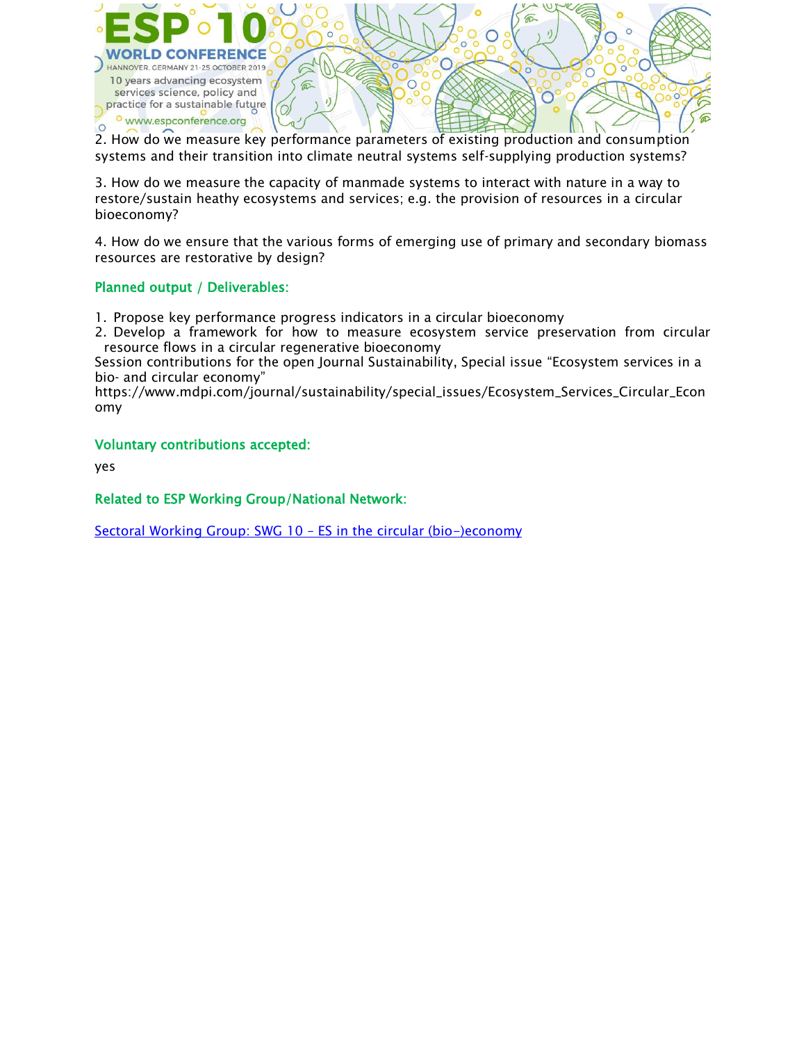2. How do we measure key performance parameters of existing production and consumption systems and their transition into climate neutral systems self-supplying production systems?

3. How do we measure the capacity of manmade systems to interact with nature in a way to restore/sustain heathy ecosystems and services; e.g. the provision of resources in a circular bioeconomy?

4. How do we ensure that the various forms of emerging use of primary and secondary biomass resources are restorative by design?

### Planned output / Deliverables:

1. Propose key performance progress indicators in a circular bioeconomy
2. Develop a framework for how to measure ecosystem service preservation from circular resource flows in a circular regenerative bioeconomy

Session contributions for the open Journal Sustainability, Special issue "Ecosystem services in a bio- and circular economy"
https://www.mdpi.com/journal/sustainability/special_issues/Ecosystem_Services_Circular_Economy

### Voluntary contributions accepted:

yes

### Related to ESP Working Group/National Network:

Sectoral Working Group: SWG 10 - ES in the circular (bio-)economy